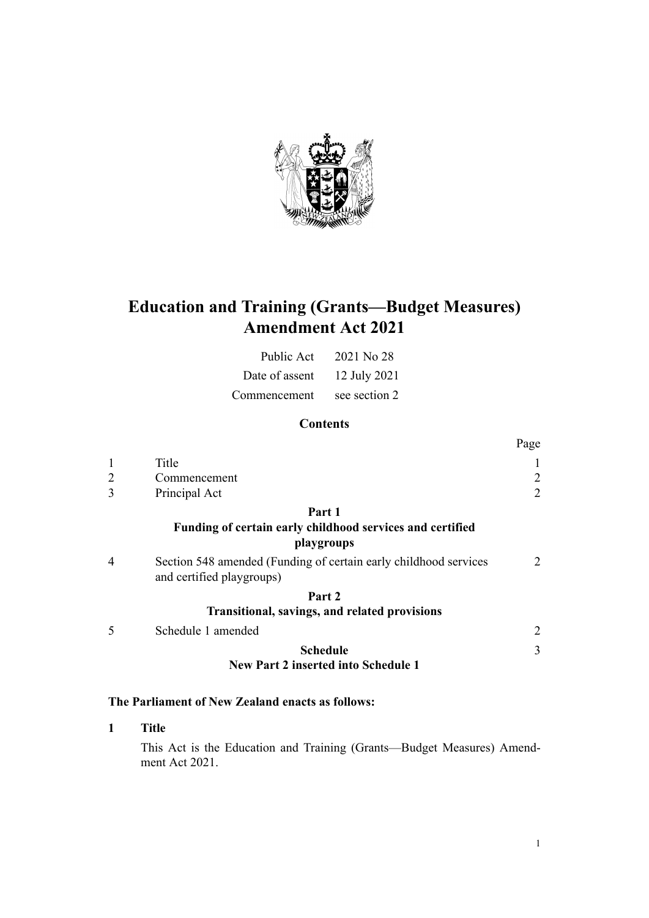# Education and Training (Grants—Budget Measures) Amendment Act 2021

| | |
|---|---|
| Public Act | 2021 No 28 |
| Date of assent | 12 July 2021 |
| Commencement | see section 2 |

## Contents

| | | Page |
|---|---|---|
| 1 | Title | 1 |
| 2 | Commencement | 2 |
| 3 | Principal Act | 2 |
| | **Part 1** **Funding of certain early childhood services and certified playgroups** | |
| 4 | Section 548 amended (Funding of certain early childhood services and certified playgroups) | 2 |
| | **Part 2** **Transitional, savings, and related provisions** | |
| 5 | Schedule 1 amended | 2 |
| | **Schedule** **New Part 2 inserted into Schedule 1** | 3 |

**The Parliament of New Zealand enacts as follows:**

### 1 Title

This Act is the Education and Training (Grants—Budget Measures) Amendment Act 2021.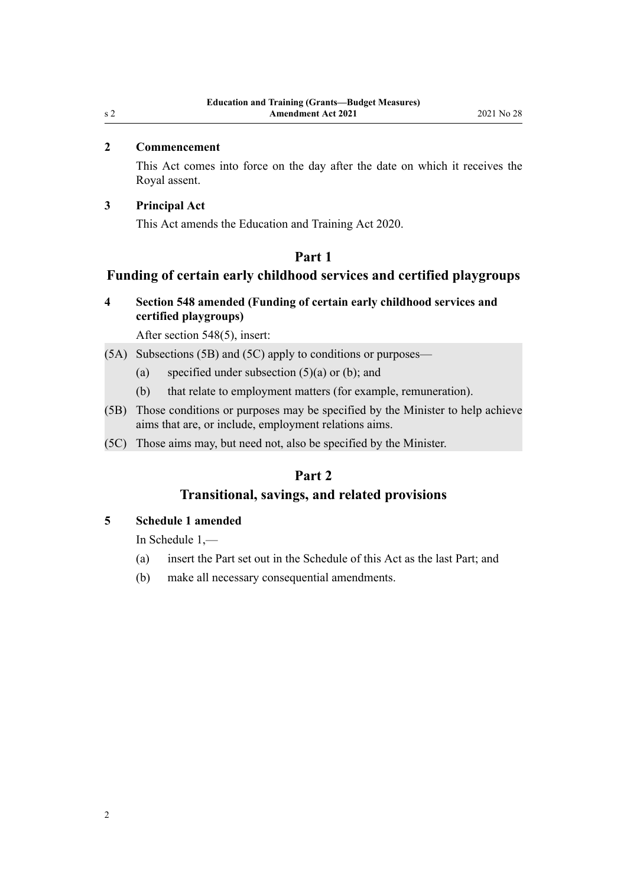### 2 Commencement

This Act comes into force on the day after the date on which it receives the Royal assent.

### 3 Principal Act

This Act amends the Education and Training Act 2020.

## Part 1
## Funding of certain early childhood services and certified playgroups

### 4 Section 548 amended (Funding of certain early childhood services and certified playgroups)

After section 548(5), insert:

(5A) Subsections (5B) and (5C) apply to conditions or purposes—

- (a) specified under subsection (5)(a) or (b); and
- (b) that relate to employment matters (for example, remuneration).

(5B) Those conditions or purposes may be specified by the Minister to help achieve aims that are, or include, employment relations aims.

(5C) Those aims may, but need not, also be specified by the Minister.

## Part 2
## Transitional, savings, and related provisions

### 5 Schedule 1 amended

In Schedule 1,—

- (a) insert the Part set out in the Schedule of this Act as the last Part; and
- (b) make all necessary consequential amendments.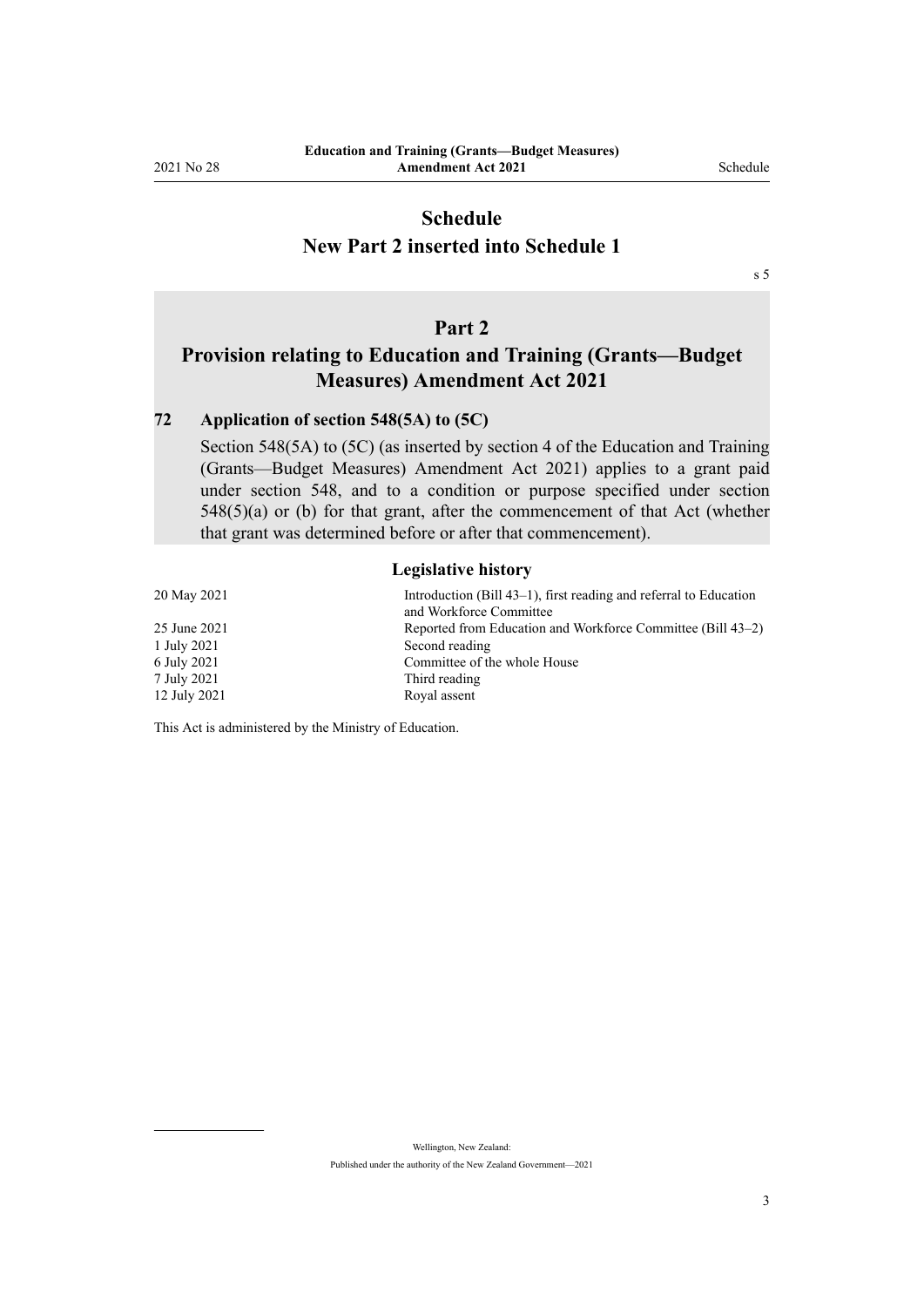# Schedule
# New Part 2 inserted into Schedule 1

s 5

## Part 2
## Provision relating to Education and Training (Grants—Budget Measures) Amendment Act 2021

### 72 Application of section 548(5A) to (5C)

Section 548(5A) to (5C) (as inserted by section 4 of the Education and Training (Grants—Budget Measures) Amendment Act 2021) applies to a grant paid under section 548, and to a condition or purpose specified under section 548(5)(a) or (b) for that grant, after the commencement of that Act (whether that grant was determined before or after that commencement).

## Legislative history

| | |
|---|---|
| 20 May 2021 | Introduction (Bill 43–1), first reading and referral to Education and Workforce Committee |
| 25 June 2021 | Reported from Education and Workforce Committee (Bill 43–2) |
| 1 July 2021 | Second reading |
| 6 July 2021 | Committee of the whole House |
| 7 July 2021 | Third reading |
| 12 July 2021 | Royal assent |

This Act is administered by the Ministry of Education.

Wellington, New Zealand:

Published under the authority of the New Zealand Government—2021